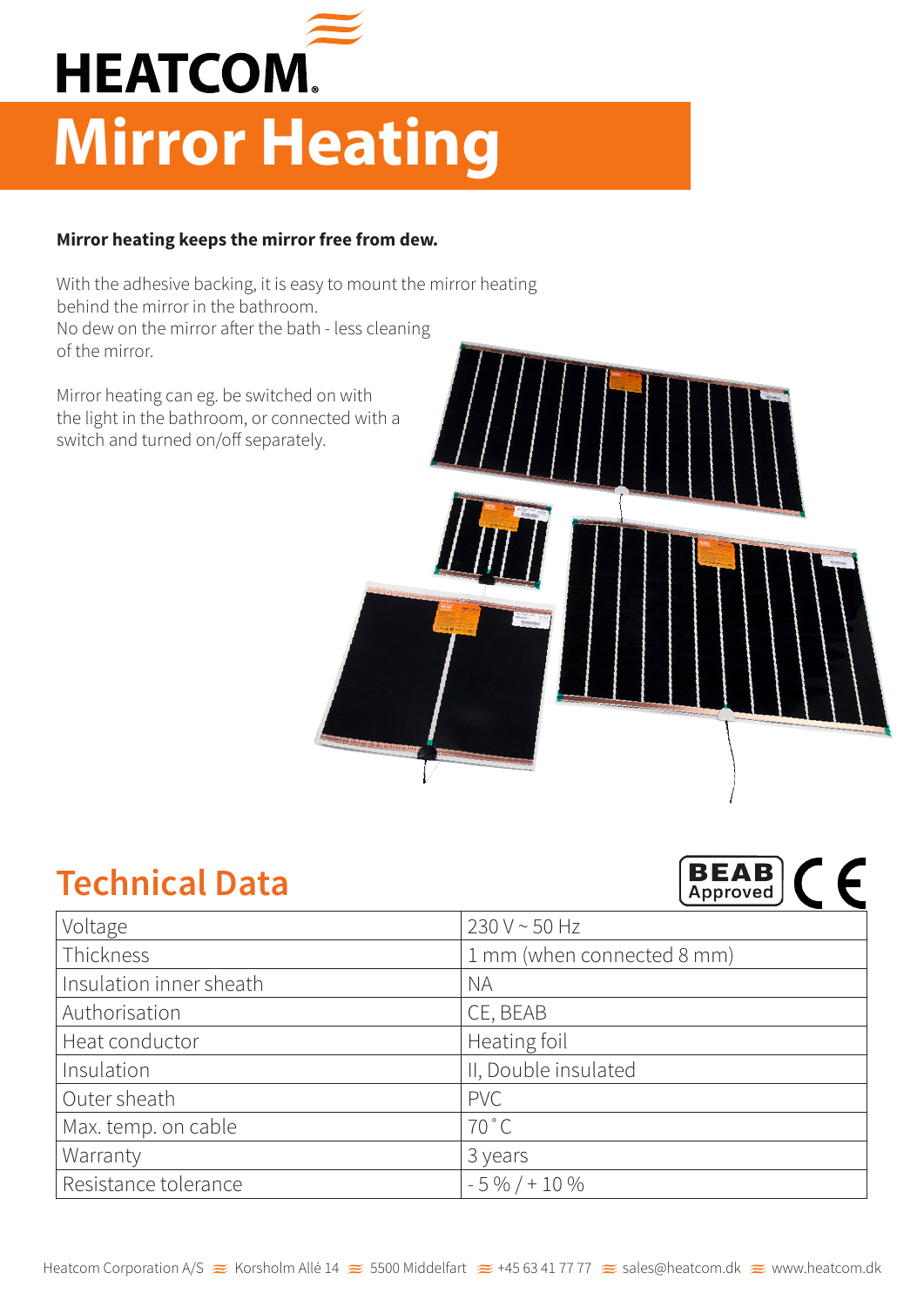# HEATCOM

# Mirror Heating

**Mirror heating keeps the mirror free from dew.**

With the adhesive backing, it is easy to mount the mirror heating behind the mirror in the bathroom.
No dew on the mirror after the bath - less cleaning of the mirror.

Mirror heating can eg. be switched on with the light in the bathroom, or connected with a switch and turned on/off separately.

## Technical Data

BEAB Approved CE

| | |
|---|---|
| Voltage | 230 V ~ 50 Hz |
| Thickness | 1 mm (when connected 8 mm) |
| Insulation inner sheath | NA |
| Authorisation | CE, BEAB |
| Heat conductor | Heating foil |
| Insulation | II, Double insulated |
| Outer sheath | PVC |
| Max. temp. on cable | 70 °C |
| Warranty | 3 years |
| Resistance tolerance | - 5 % / + 10 % |

Heatcom Corporation A/S ≋ Korsholm Allé 14 ≋ 5500 Middelfart ≋ +45 63 41 77 77 ≋ sales@heatcom.dk ≋ www.heatcom.dk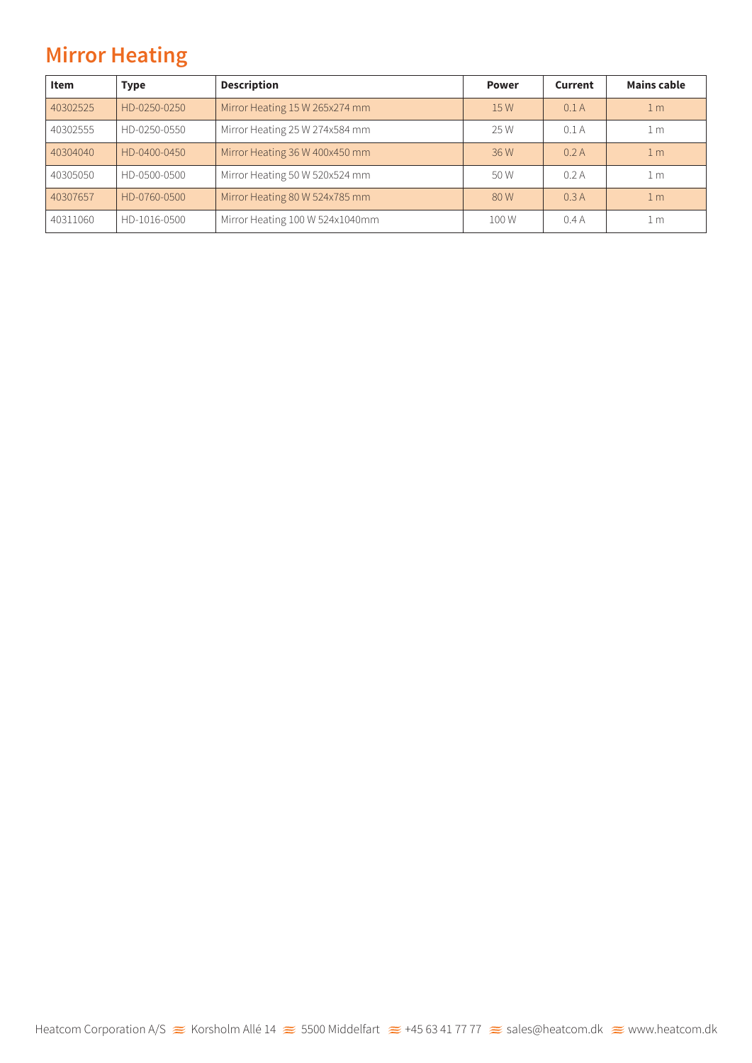# Mirror Heating

| Item | Type | Description | Power | Current | Mains cable |
|---|---|---|---|---|---|
| 40302525 | HD-0250-0250 | Mirror Heating 15 W 265x274 mm | 15 W | 0.1 A | 1 m |
| 40302555 | HD-0250-0550 | Mirror Heating 25 W 274x584 mm | 25 W | 0.1 A | 1 m |
| 40304040 | HD-0400-0450 | Mirror Heating 36 W 400x450 mm | 36 W | 0.2 A | 1 m |
| 40305050 | HD-0500-0500 | Mirror Heating 50 W 520x524 mm | 50 W | 0.2 A | 1 m |
| 40307657 | HD-0760-0500 | Mirror Heating 80 W 524x785 mm | 80 W | 0.3 A | 1 m |
| 40311060 | HD-1016-0500 | Mirror Heating 100 W 524x1040mm | 100 W | 0.4 A | 1 m |